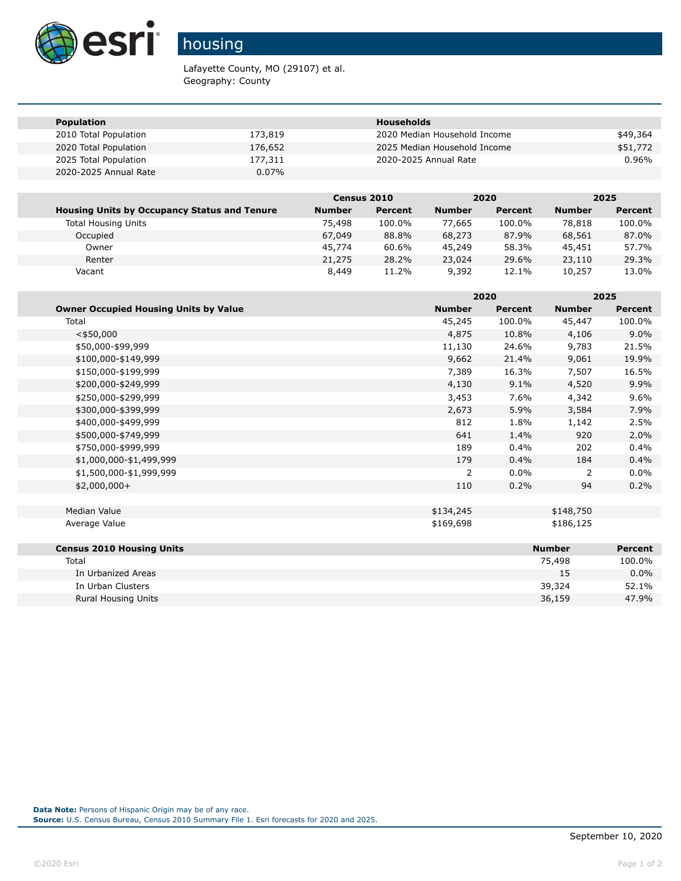# housing

Lafayette County, MO (29107) et al.
Geography: County

| Population | | Households | |
|---|---|---|---|
| 2010 Total Population | 173,819 | 2020 Median Household Income | $49,364 |
| 2020 Total Population | 176,652 | 2025 Median Household Income | $51,772 |
| 2025 Total Population | 177,311 | 2020-2025 Annual Rate | 0.96% |
| 2020-2025 Annual Rate | 0.07% | | |

| | Census 2010 | | 2020 | | 2025 | |
|---|---|---|---|---|---|---|
| **Housing Units by Occupancy Status and Tenure** | **Number** | **Percent** | **Number** | **Percent** | **Number** | **Percent** |
| Total Housing Units | 75,498 | 100.0% | 77,665 | 100.0% | 78,818 | 100.0% |
| Occupied | 67,049 | 88.8% | 68,273 | 87.9% | 68,561 | 87.0% |
| Owner | 45,774 | 60.6% | 45,249 | 58.3% | 45,451 | 57.7% |
| Renter | 21,275 | 28.2% | 23,024 | 29.6% | 23,110 | 29.3% |
| Vacant | 8,449 | 11.2% | 9,392 | 12.1% | 10,257 | 13.0% |

| | 2020 | | 2025 | |
|---|---|---|---|---|
| **Owner Occupied Housing Units by Value** | **Number** | **Percent** | **Number** | **Percent** |
| Total | 45,245 | 100.0% | 45,447 | 100.0% |
| <$50,000 | 4,875 | 10.8% | 4,106 | 9.0% |
| $50,000-$99,999 | 11,130 | 24.6% | 9,783 | 21.5% |
| $100,000-$149,999 | 9,662 | 21.4% | 9,061 | 19.9% |
| $150,000-$199,999 | 7,389 | 16.3% | 7,507 | 16.5% |
| $200,000-$249,999 | 4,130 | 9.1% | 4,520 | 9.9% |
| $250,000-$299,999 | 3,453 | 7.6% | 4,342 | 9.6% |
| $300,000-$399,999 | 2,673 | 5.9% | 3,584 | 7.9% |
| $400,000-$499,999 | 812 | 1.8% | 1,142 | 2.5% |
| $500,000-$749,999 | 641 | 1.4% | 920 | 2.0% |
| $750,000-$999,999 | 189 | 0.4% | 202 | 0.4% |
| $1,000,000-$1,499,999 | 179 | 0.4% | 184 | 0.4% |
| $1,500,000-$1,999,999 | 2 | 0.0% | 2 | 0.0% |
| $2,000,000+ | 110 | 0.2% | 94 | 0.2% |
| | | | | |
| Median Value | $134,245 | | $148,750 | |
| Average Value | $169,698 | | $186,125 | |

| **Census 2010 Housing Units** | **Number** | **Percent** |
|---|---|---|
| Total | 75,498 | 100.0% |
| In Urbanized Areas | 15 | 0.0% |
| In Urban Clusters | 39,324 | 52.1% |
| Rural Housing Units | 36,159 | 47.9% |

**Data Note:** Persons of Hispanic Origin may be of any race.
**Source:** U.S. Census Bureau, Census 2010 Summary File 1. Esri forecasts for 2020 and 2025.

September 10, 2020

©2020 Esri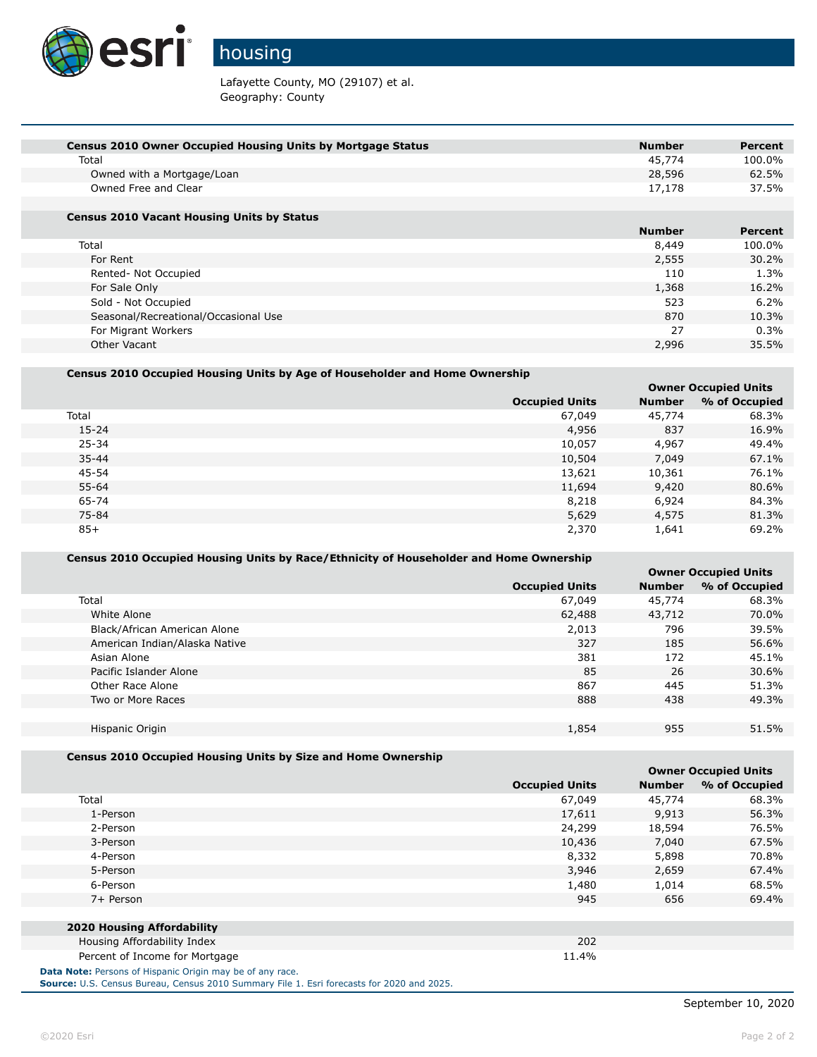# housing

Lafayette County, MO (29107) et al.
Geography: County

| Census 2010 Owner Occupied Housing Units by Mortgage Status | Number | Percent |
|---|---|---|
| Total | 45,774 | 100.0% |
| Owned with a Mortgage/Loan | 28,596 | 62.5% |
| Owned Free and Clear | 17,178 | 37.5% |

| Census 2010 Vacant Housing Units by Status | Number | Percent |
|---|---|---|
| Total | 8,449 | 100.0% |
| For Rent | 2,555 | 30.2% |
| Rented- Not Occupied | 110 | 1.3% |
| For Sale Only | 1,368 | 16.2% |
| Sold - Not Occupied | 523 | 6.2% |
| Seasonal/Recreational/Occasional Use | 870 | 10.3% |
| For Migrant Workers | 27 | 0.3% |
| Other Vacant | 2,996 | 35.5% |

| Census 2010 Occupied Housing Units by Age of Householder and Home Ownership | | Owner Occupied Units | |
|---|---|---|---|
| | Occupied Units | Number | % of Occupied |
| Total | 67,049 | 45,774 | 68.3% |
| 15-24 | 4,956 | 837 | 16.9% |
| 25-34 | 10,057 | 4,967 | 49.4% |
| 35-44 | 10,504 | 7,049 | 67.1% |
| 45-54 | 13,621 | 10,361 | 76.1% |
| 55-64 | 11,694 | 9,420 | 80.6% |
| 65-74 | 8,218 | 6,924 | 84.3% |
| 75-84 | 5,629 | 4,575 | 81.3% |
| 85+ | 2,370 | 1,641 | 69.2% |

| Census 2010 Occupied Housing Units by Race/Ethnicity of Householder and Home Ownership | | Owner Occupied Units | |
|---|---|---|---|
| | Occupied Units | Number | % of Occupied |
| Total | 67,049 | 45,774 | 68.3% |
| White Alone | 62,488 | 43,712 | 70.0% |
| Black/African American Alone | 2,013 | 796 | 39.5% |
| American Indian/Alaska Native | 327 | 185 | 56.6% |
| Asian Alone | 381 | 172 | 45.1% |
| Pacific Islander Alone | 85 | 26 | 30.6% |
| Other Race Alone | 867 | 445 | 51.3% |
| Two or More Races | 888 | 438 | 49.3% |
| | | | |
| Hispanic Origin | 1,854 | 955 | 51.5% |

| Census 2010 Occupied Housing Units by Size and Home Ownership | | Owner Occupied Units | |
|---|---|---|---|
| | Occupied Units | Number | % of Occupied |
| Total | 67,049 | 45,774 | 68.3% |
| 1-Person | 17,611 | 9,913 | 56.3% |
| 2-Person | 24,299 | 18,594 | 76.5% |
| 3-Person | 10,436 | 7,040 | 67.5% |
| 4-Person | 8,332 | 5,898 | 70.8% |
| 5-Person | 3,946 | 2,659 | 67.4% |
| 6-Person | 1,480 | 1,014 | 68.5% |
| 7+ Person | 945 | 656 | 69.4% |

| 2020 Housing Affordability | |
|---|---|
| Housing Affordability Index | 202 |
| Percent of Income for Mortgage | 11.4% |

**Data Note:** Persons of Hispanic Origin may be of any race.
**Source:** U.S. Census Bureau, Census 2010 Summary File 1. Esri forecasts for 2020 and 2025.

September 10, 2020

©2020 Esri